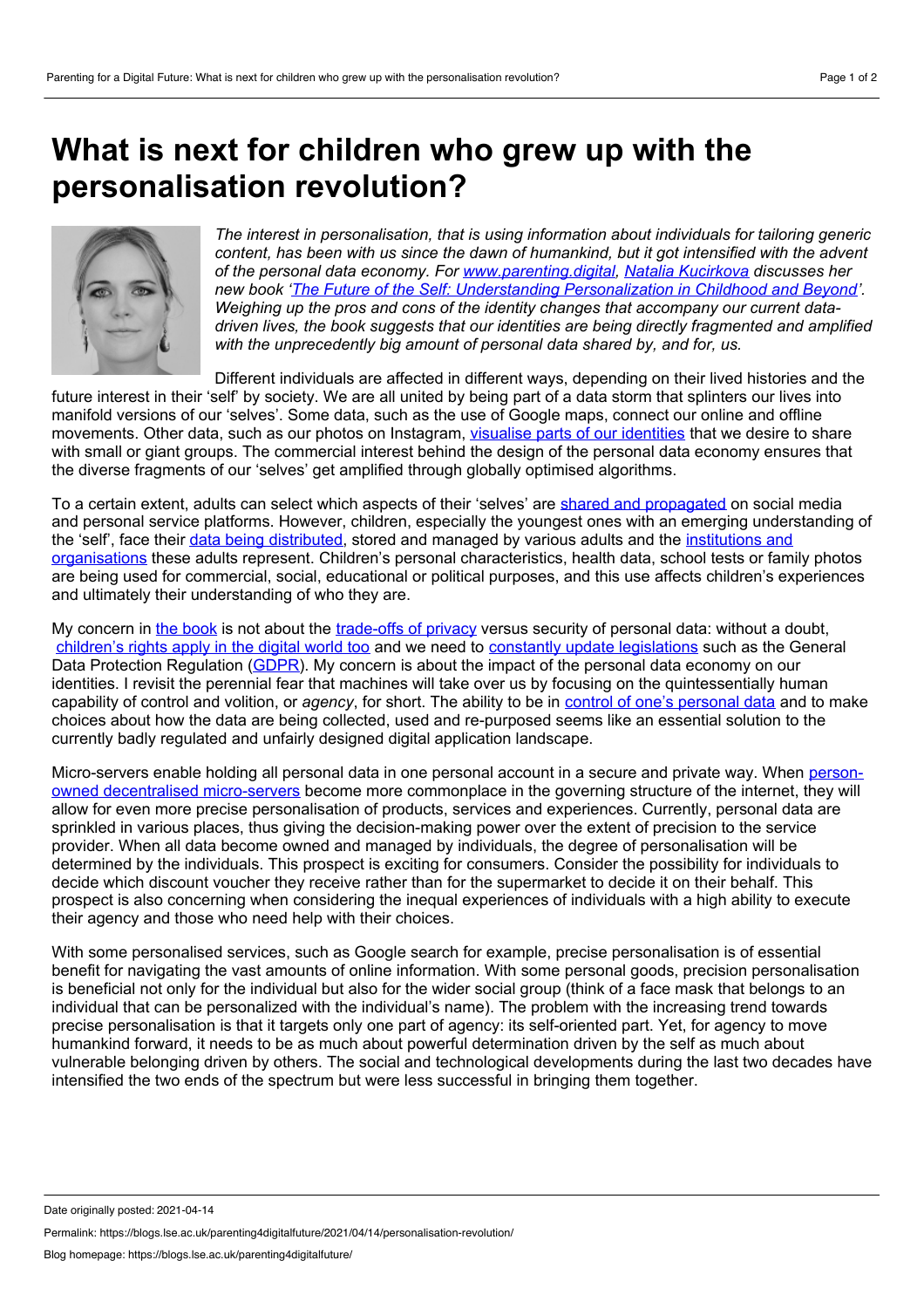# What is next for children who grew up with the personalisation revolution?

*The interest in personalisation, that is using information about individuals for tailoring generic content, has been with us since the dawn of humankind, but it got intensified with the advent of the personal data economy. For www.parenting.digital, Natalia Kucirkova discusses her new book 'The Future of the Self: Understanding Personalization in Childhood and Beyond'. Weighing up the pros and cons of the identity changes that accompany our current data-driven lives, the book suggests that our identities are being directly fragmented and amplified with the unprecedently big amount of personal data shared by, and for, us.*

Different individuals are affected in different ways, depending on their lived histories and the future interest in their 'self' by society. We are all united by being part of a data storm that splinters our lives into manifold versions of our 'selves'. Some data, such as the use of Google maps, connect our online and offline movements. Other data, such as our photos on Instagram, visualise parts of our identities that we desire to share with small or giant groups. The commercial interest behind the design of the personal data economy ensures that the diverse fragments of our 'selves' get amplified through globally optimised algorithms.

To a certain extent, adults can select which aspects of their 'selves' are shared and propagated on social media and personal service platforms. However, children, especially the youngest ones with an emerging understanding of the 'self', face their data being distributed, stored and managed by various adults and the institutions and organisations these adults represent. Children's personal characteristics, health data, school tests or family photos are being used for commercial, social, educational or political purposes, and this use affects children's experiences and ultimately their understanding of who they are.

My concern in the book is not about the trade-offs of privacy versus security of personal data: without a doubt, children's rights apply in the digital world too and we need to constantly update legislations such as the General Data Protection Regulation (GDPR). My concern is about the impact of the personal data economy on our identities. I revisit the perennial fear that machines will take over us by focusing on the quintessentially human capability of control and volition, or *agency*, for short. The ability to be in control of one's personal data and to make choices about how the data are being collected, used and re-purposed seems like an essential solution to the currently badly regulated and unfairly designed digital application landscape.

Micro-servers enable holding all personal data in one personal account in a secure and private way. When person-owned decentralised micro-servers become more commonplace in the governing structure of the internet, they will allow for even more precise personalisation of products, services and experiences. Currently, personal data are sprinkled in various places, thus giving the decision-making power over the extent of precision to the service provider. When all data become owned and managed by individuals, the degree of personalisation will be determined by the individuals. This prospect is exciting for consumers. Consider the possibility for individuals to decide which discount voucher they receive rather than for the supermarket to decide it on their behalf. This prospect is also concerning when considering the inequal experiences of individuals with a high ability to execute their agency and those who need help with their choices.

With some personalised services, such as Google search for example, precise personalisation is of essential benefit for navigating the vast amounts of online information. With some personal goods, precision personalisation is beneficial not only for the individual but also for the wider social group (think of a face mask that belongs to an individual that can be personalized with the individual's name). The problem with the increasing trend towards precise personalisation is that it targets only one part of agency: its self-oriented part. Yet, for agency to move humankind forward, it needs to be as much about powerful determination driven by the self as much about vulnerable belonging driven by others. The social and technological developments during the last two decades have intensified the two ends of the spectrum but were less successful in bringing them together.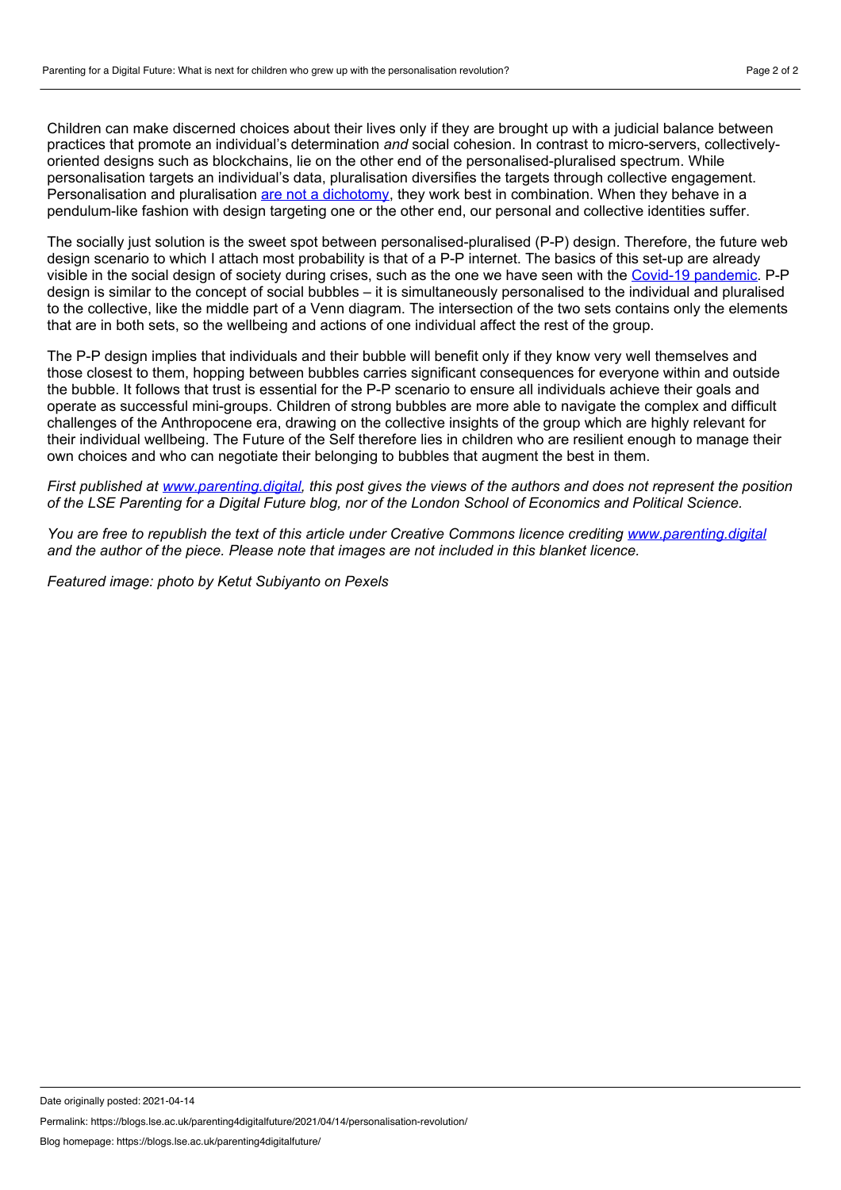Children can make discerned choices about their lives only if they are brought up with a judicial balance between practices that promote an individual's determination *and* social cohesion. In contrast to micro-servers, collectively-oriented designs such as blockchains, lie on the other end of the personalised-pluralised spectrum. While personalisation targets an individual's data, pluralisation diversifies the targets through collective engagement. Personalisation and pluralisation [are not a dichotomy](), they work best in combination. When they behave in a pendulum-like fashion with design targeting one or the other end, our personal and collective identities suffer.

The socially just solution is the sweet spot between personalised-pluralised (P-P) design. Therefore, the future web design scenario to which I attach most probability is that of a P-P internet. The basics of this set-up are already visible in the social design of society during crises, such as the one we have seen with the [Covid-19 pandemic](). P-P design is similar to the concept of social bubbles – it is simultaneously personalised to the individual and pluralised to the collective, like the middle part of a Venn diagram. The intersection of the two sets contains only the elements that are in both sets, so the wellbeing and actions of one individual affect the rest of the group.

The P-P design implies that individuals and their bubble will benefit only if they know very well themselves and those closest to them, hopping between bubbles carries significant consequences for everyone within and outside the bubble. It follows that trust is essential for the P-P scenario to ensure all individuals achieve their goals and operate as successful mini-groups. Children of strong bubbles are more able to navigate the complex and difficult challenges of the Anthropocene era, drawing on the collective insights of the group which are highly relevant for their individual wellbeing. The Future of the Self therefore lies in children who are resilient enough to manage their own choices and who can negotiate their belonging to bubbles that augment the best in them.

*First published at [www.parenting.digital](), this post gives the views of the authors and does not represent the position of the LSE Parenting for a Digital Future blog, nor of the London School of Economics and Political Science.*

*You are free to republish the text of this article under Creative Commons licence crediting [www.parenting.digital]() and the author of the piece. Please note that images are not included in this blanket licence.*

*Featured image: photo by Ketut Subiyanto on Pexels*